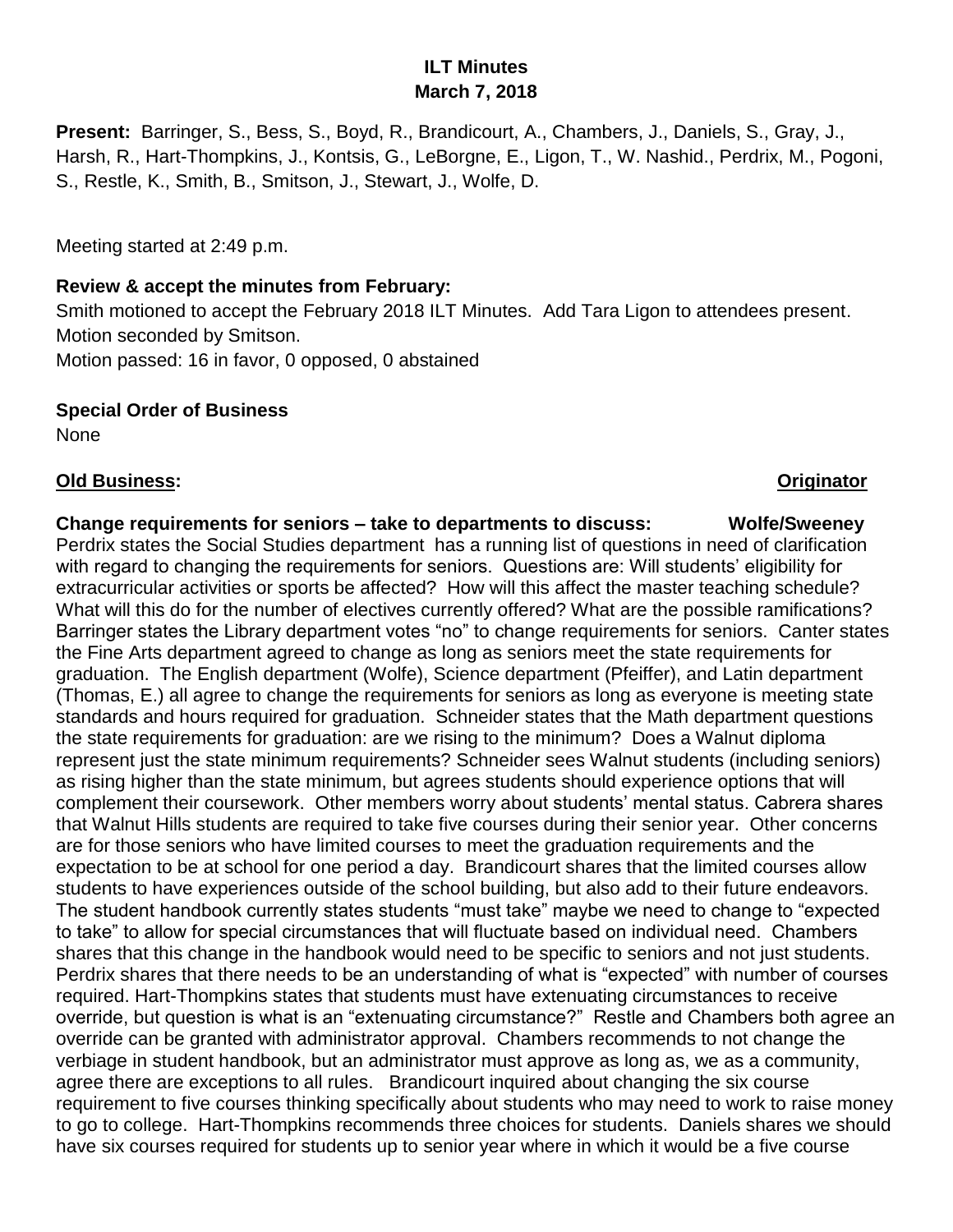# ILT Minutes
## March 7, 2018

**Present:** Barringer, S., Bess, S., Boyd, R., Brandicourt, A., Chambers, J., Daniels, S., Gray, J., Harsh, R., Hart-Thompkins, J., Kontsis, G., LeBorgne, E., Ligon, T., W. Nashid., Perdrix, M., Pogoni, S., Restle, K., Smith, B., Smitson, J., Stewart, J., Wolfe, D.

Meeting started at 2:49 p.m.

**Review & accept the minutes from February:**

Smith motioned to accept the February 2018 ILT Minutes. Add Tara Ligon to attendees present.
Motion seconded by Smitson.
Motion passed: 16 in favor, 0 opposed, 0 abstained

**Special Order of Business**

None

**<u>Old Business</u>:** **<u>Originator</u>**

**Change requirements for seniors – take to departments to discuss:** **Wolfe/Sweeney**

Perdrix states the Social Studies department has a running list of questions in need of clarification with regard to changing the requirements for seniors. Questions are: Will students' eligibility for extracurricular activities or sports be affected? How will this affect the master teaching schedule? What will this do for the number of electives currently offered? What are the possible ramifications? Barringer states the Library department votes "no" to change requirements for seniors. Canter states the Fine Arts department agreed to change as long as seniors meet the state requirements for graduation. The English department (Wolfe), Science department (Pfeiffer), and Latin department (Thomas, E.) all agree to change the requirements for seniors as long as everyone is meeting state standards and hours required for graduation. Schneider states that the Math department questions the state requirements for graduation: are we rising to the minimum? Does a Walnut diploma represent just the state minimum requirements? Schneider sees Walnut students (including seniors) as rising higher than the state minimum, but agrees students should experience options that will complement their coursework. Other members worry about students' mental status. Cabrera shares that Walnut Hills students are required to take five courses during their senior year. Other concerns are for those seniors who have limited courses to meet the graduation requirements and the expectation to be at school for one period a day. Brandicourt shares that the limited courses allow students to have experiences outside of the school building, but also add to their future endeavors. The student handbook currently states students "must take" maybe we need to change to "expected to take" to allow for special circumstances that will fluctuate based on individual need. Chambers shares that this change in the handbook would need to be specific to seniors and not just students. Perdrix shares that there needs to be an understanding of what is "expected" with number of courses required. Hart-Thompkins states that students must have extenuating circumstances to receive override, but question is what is an "extenuating circumstance?" Restle and Chambers both agree an override can be granted with administrator approval. Chambers recommends to not change the verbiage in student handbook, but an administrator must approve as long as, we as a community, agree there are exceptions to all rules. Brandicourt inquired about changing the six course requirement to five courses thinking specifically about students who may need to work to raise money to go to college. Hart-Thompkins recommends three choices for students. Daniels shares we should have six courses required for students up to senior year where in which it would be a five course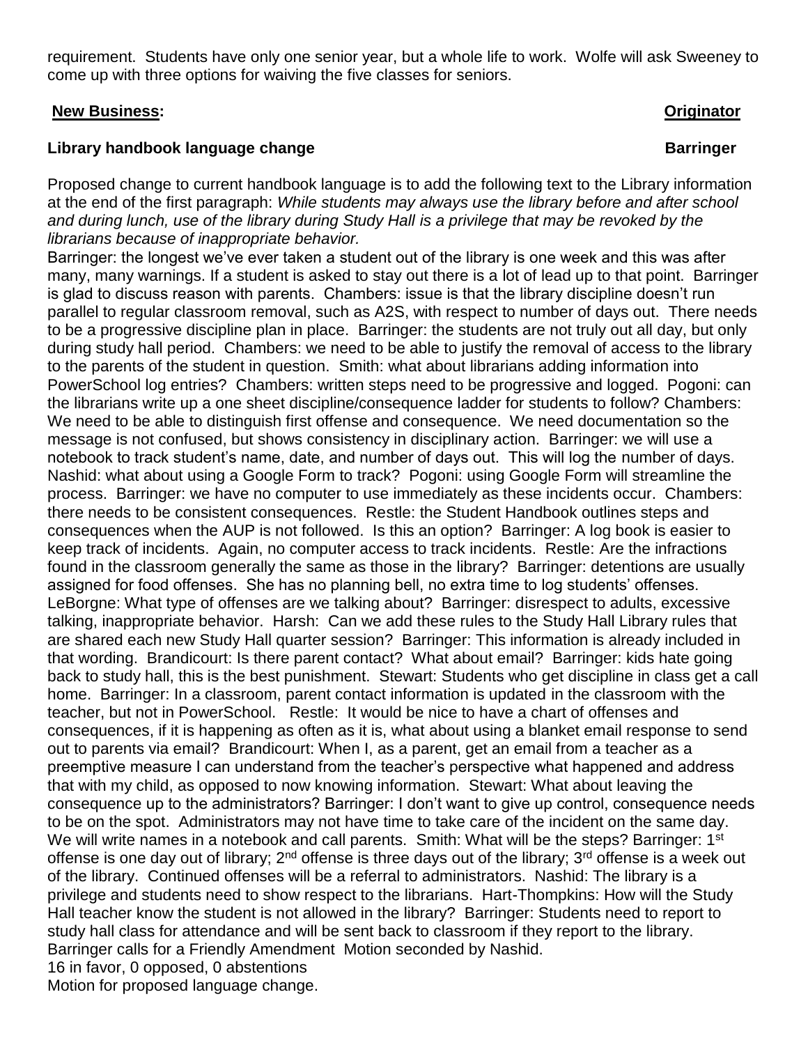requirement. Students have only one senior year, but a whole life to work. Wolfe will ask Sweeney to come up with three options for waiving the five classes for seniors.

**New Business:** **Originator**

**Library handbook language change** **Barringer**

Proposed change to current handbook language is to add the following text to the Library information at the end of the first paragraph: *While students may always use the library before and after school and during lunch, use of the library during Study Hall is a privilege that may be revoked by the librarians because of inappropriate behavior.*

Barringer: the longest we've ever taken a student out of the library is one week and this was after many, many warnings. If a student is asked to stay out there is a lot of lead up to that point. Barringer is glad to discuss reason with parents. Chambers: issue is that the library discipline doesn't run parallel to regular classroom removal, such as A2S, with respect to number of days out. There needs to be a progressive discipline plan in place. Barringer: the students are not truly out all day, but only during study hall period. Chambers: we need to be able to justify the removal of access to the library to the parents of the student in question. Smith: what about librarians adding information into PowerSchool log entries? Chambers: written steps need to be progressive and logged. Pogoni: can the librarians write up a one sheet discipline/consequence ladder for students to follow? Chambers: We need to be able to distinguish first offense and consequence. We need documentation so the message is not confused, but shows consistency in disciplinary action. Barringer: we will use a notebook to track student's name, date, and number of days out. This will log the number of days. Nashid: what about using a Google Form to track? Pogoni: using Google Form will streamline the process. Barringer: we have no computer to use immediately as these incidents occur. Chambers: there needs to be consistent consequences. Restle: the Student Handbook outlines steps and consequences when the AUP is not followed. Is this an option? Barringer: A log book is easier to keep track of incidents. Again, no computer access to track incidents. Restle: Are the infractions found in the classroom generally the same as those in the library? Barringer: detentions are usually assigned for food offenses. She has no planning bell, no extra time to log students' offenses. LeBorgne: What type of offenses are we talking about? Barringer: disrespect to adults, excessive talking, inappropriate behavior. Harsh: Can we add these rules to the Study Hall Library rules that are shared each new Study Hall quarter session? Barringer: This information is already included in that wording. Brandicourt: Is there parent contact? What about email? Barringer: kids hate going back to study hall, this is the best punishment. Stewart: Students who get discipline in class get a call home. Barringer: In a classroom, parent contact information is updated in the classroom with the teacher, but not in PowerSchool. Restle: It would be nice to have a chart of offenses and consequences, if it is happening as often as it is, what about using a blanket email response to send out to parents via email? Brandicourt: When I, as a parent, get an email from a teacher as a preemptive measure I can understand from the teacher's perspective what happened and address that with my child, as opposed to now knowing information. Stewart: What about leaving the consequence up to the administrators? Barringer: I don't want to give up control, consequence needs to be on the spot. Administrators may not have time to take care of the incident on the same day. We will write names in a notebook and call parents. Smith: What will be the steps? Barringer: 1st offense is one day out of library; 2nd offense is three days out of the library; 3rd offense is a week out of the library. Continued offenses will be a referral to administrators. Nashid: The library is a privilege and students need to show respect to the librarians. Hart-Thompkins: How will the Study Hall teacher know the student is not allowed in the library? Barringer: Students need to report to study hall class for attendance and will be sent back to classroom if they report to the library. Barringer calls for a Friendly Amendment Motion seconded by Nashid.

16 in favor, 0 opposed, 0 abstentions

Motion for proposed language change.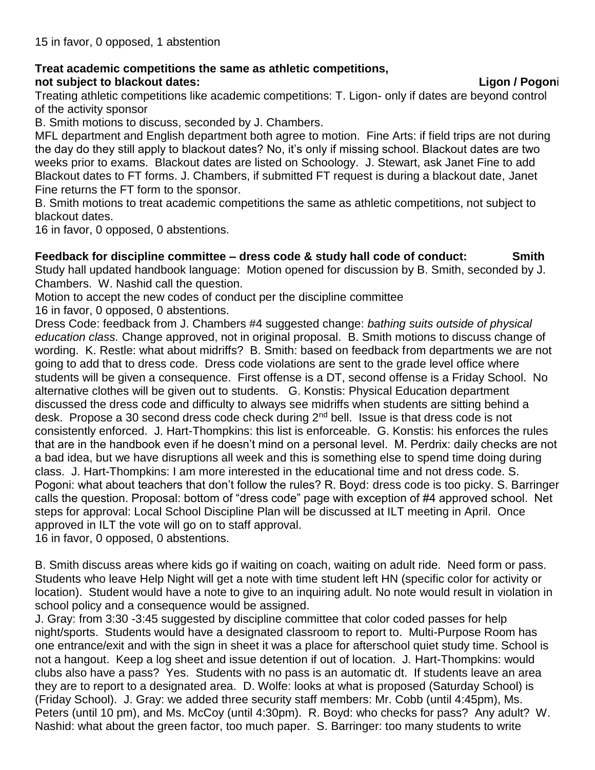15 in favor, 0 opposed, 1 abstention

**Treat academic competitions the same as athletic competitions, not subject to blackout dates:** **Ligon / Pogoni**

Treating athletic competitions like academic competitions: T. Ligon- only if dates are beyond control of the activity sponsor

B. Smith motions to discuss, seconded by J. Chambers.

MFL department and English department both agree to motion. Fine Arts: if field trips are not during the day do they still apply to blackout dates? No, it's only if missing school. Blackout dates are two weeks prior to exams. Blackout dates are listed on Schoology. J. Stewart, ask Janet Fine to add Blackout dates to FT forms. J. Chambers, if submitted FT request is during a blackout date, Janet Fine returns the FT form to the sponsor.

B. Smith motions to treat academic competitions the same as athletic competitions, not subject to blackout dates.

16 in favor, 0 opposed, 0 abstentions.

**Feedback for discipline committee – dress code & study hall code of conduct:** **Smith**

Study hall updated handbook language: Motion opened for discussion by B. Smith, seconded by J. Chambers. W. Nashid call the question.

Motion to accept the new codes of conduct per the discipline committee

16 in favor, 0 opposed, 0 abstentions.

Dress Code: feedback from J. Chambers #4 suggested change: *bathing suits outside of physical education class.* Change approved, not in original proposal. B. Smith motions to discuss change of wording. K. Restle: what about midriffs? B. Smith: based on feedback from departments we are not going to add that to dress code. Dress code violations are sent to the grade level office where students will be given a consequence. First offense is a DT, second offense is a Friday School. No alternative clothes will be given out to students. G. Konstis: Physical Education department discussed the dress code and difficulty to always see midriffs when students are sitting behind a desk. Propose a 30 second dress code check during 2nd bell. Issue is that dress code is not consistently enforced. J. Hart-Thompkins: this list is enforceable. G. Konstis: his enforces the rules that are in the handbook even if he doesn't mind on a personal level. M. Perdrix: daily checks are not a bad idea, but we have disruptions all week and this is something else to spend time doing during class. J. Hart-Thompkins: I am more interested in the educational time and not dress code. S. Pogoni: what about teachers that don't follow the rules? R. Boyd: dress code is too picky. S. Barringer calls the question. Proposal: bottom of "dress code" page with exception of #4 approved school. Net steps for approval: Local School Discipline Plan will be discussed at ILT meeting in April. Once approved in ILT the vote will go on to staff approval.

16 in favor, 0 opposed, 0 abstentions.

B. Smith discuss areas where kids go if waiting on coach, waiting on adult ride. Need form or pass. Students who leave Help Night will get a note with time student left HN (specific color for activity or location). Student would have a note to give to an inquiring adult. No note would result in violation in school policy and a consequence would be assigned.

J. Gray: from 3:30 -3:45 suggested by discipline committee that color coded passes for help night/sports. Students would have a designated classroom to report to. Multi-Purpose Room has one entrance/exit and with the sign in sheet it was a place for afterschool quiet study time. School is not a hangout. Keep a log sheet and issue detention if out of location. J. Hart-Thompkins: would clubs also have a pass? Yes. Students with no pass is an automatic dt. If students leave an area they are to report to a designated area. D. Wolfe: looks at what is proposed (Saturday School) is (Friday School). J. Gray: we added three security staff members: Mr. Cobb (until 4:45pm), Ms. Peters (until 10 pm), and Ms. McCoy (until 4:30pm). R. Boyd: who checks for pass? Any adult? W. Nashid: what about the green factor, too much paper. S. Barringer: too many students to write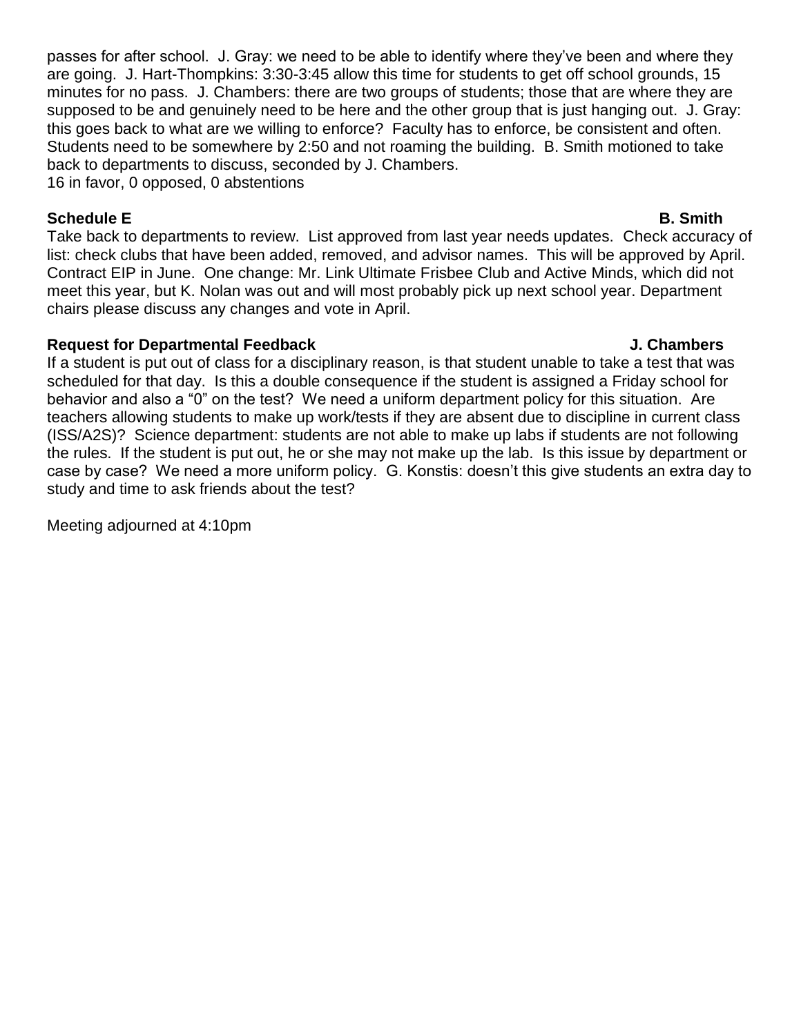passes for after school. J. Gray: we need to be able to identify where they've been and where they are going. J. Hart-Thompkins: 3:30-3:45 allow this time for students to get off school grounds, 15 minutes for no pass. J. Chambers: there are two groups of students; those that are where they are supposed to be and genuinely need to be here and the other group that is just hanging out. J. Gray: this goes back to what are we willing to enforce? Faculty has to enforce, be consistent and often. Students need to be somewhere by 2:50 and not roaming the building. B. Smith motioned to take back to departments to discuss, seconded by J. Chambers.
16 in favor, 0 opposed, 0 abstentions

**Schedule E** **B. Smith**

Take back to departments to review. List approved from last year needs updates. Check accuracy of list: check clubs that have been added, removed, and advisor names. This will be approved by April. Contract EIP in June. One change: Mr. Link Ultimate Frisbee Club and Active Minds, which did not meet this year, but K. Nolan was out and will most probably pick up next school year. Department chairs please discuss any changes and vote in April.

**Request for Departmental Feedback** **J. Chambers**

If a student is put out of class for a disciplinary reason, is that student unable to take a test that was scheduled for that day. Is this a double consequence if the student is assigned a Friday school for behavior and also a "0" on the test? We need a uniform department policy for this situation. Are teachers allowing students to make up work/tests if they are absent due to discipline in current class (ISS/A2S)? Science department: students are not able to make up labs if students are not following the rules. If the student is put out, he or she may not make up the lab. Is this issue by department or case by case? We need a more uniform policy. G. Konstis: doesn't this give students an extra day to study and time to ask friends about the test?

Meeting adjourned at 4:10pm